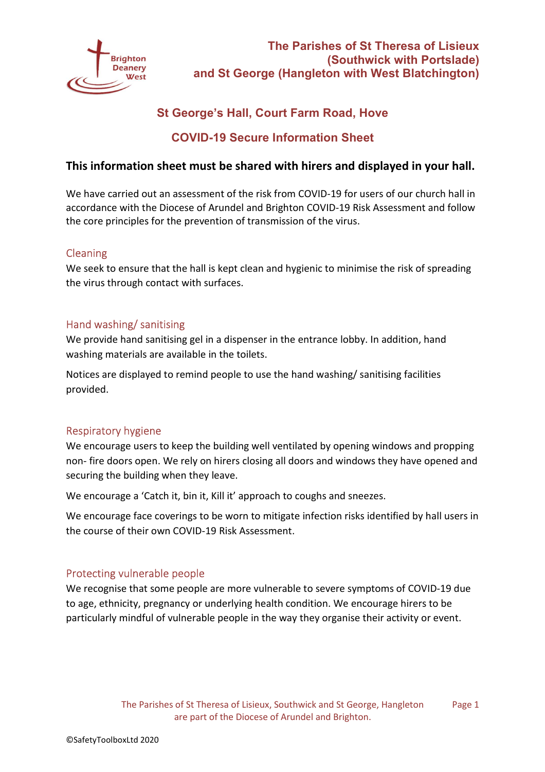Brighton Deanery West

**The Parishes of St Theresa of Lisieux (Southwick with Portslade) and St George (Hangleton with West Blatchington)**

## St George's Hall, Court Farm Road, Hove

## COVID-19 Secure Information Sheet

### This information sheet must be shared with hirers and displayed in your hall.

We have carried out an assessment of the risk from COVID-19 for users of our church hall in accordance with the Diocese of Arundel and Brighton COVID-19 Risk Assessment and follow the core principles for the prevention of transmission of the virus.

#### Cleaning

We seek to ensure that the hall is kept clean and hygienic to minimise the risk of spreading the virus through contact with surfaces.

#### Hand washing/ sanitising

We provide hand sanitising gel in a dispenser in the entrance lobby. In addition, hand washing materials are available in the toilets.

Notices are displayed to remind people to use the hand washing/ sanitising facilities provided.

#### Respiratory hygiene

We encourage users to keep the building well ventilated by opening windows and propping non- fire doors open. We rely on hirers closing all doors and windows they have opened and securing the building when they leave.

We encourage a 'Catch it, bin it, Kill it' approach to coughs and sneezes.

We encourage face coverings to be worn to mitigate infection risks identified by hall users in the course of their own COVID-19 Risk Assessment.

#### Protecting vulnerable people

We recognise that some people are more vulnerable to severe symptoms of COVID-19 due to age, ethnicity, pregnancy or underlying health condition. We encourage hirers to be particularly mindful of vulnerable people in the way they organise their activity or event.

The Parishes of St Theresa of Lisieux, Southwick and St George, Hangleton are part of the Diocese of Arundel and Brighton.

©SafetyToolboxLtd 2020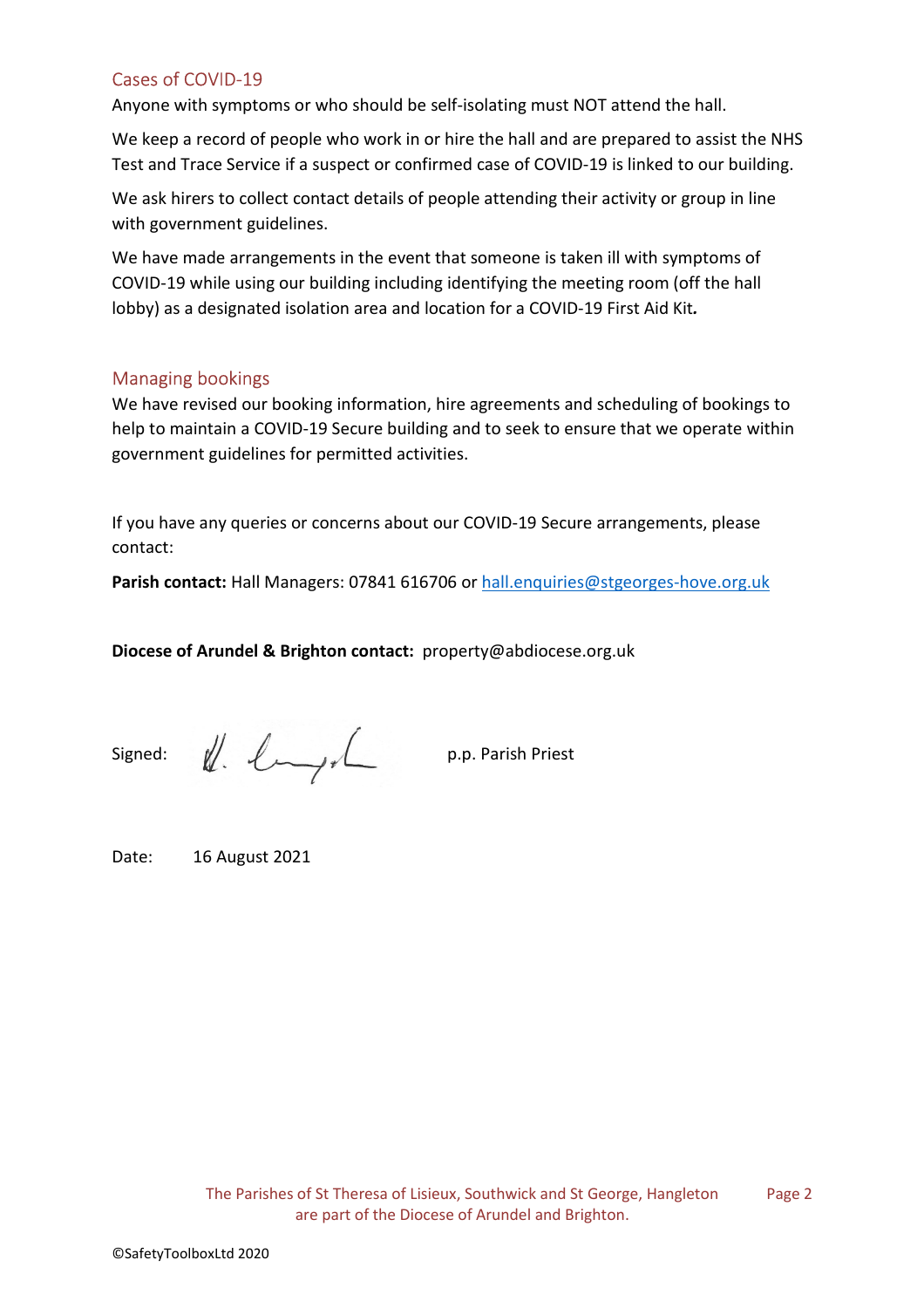## Cases of COVID-19

Anyone with symptoms or who should be self-isolating must NOT attend the hall.

We keep a record of people who work in or hire the hall and are prepared to assist the NHS Test and Trace Service if a suspect or confirmed case of COVID-19 is linked to our building.

We ask hirers to collect contact details of people attending their activity or group in line with government guidelines.

We have made arrangements in the event that someone is taken ill with symptoms of COVID-19 while using our building including identifying the meeting room (off the hall lobby) as a designated isolation area and location for a COVID-19 First Aid Kit***.***

## Managing bookings

We have revised our booking information, hire agreements and scheduling of bookings to help to maintain a COVID-19 Secure building and to seek to ensure that we operate within government guidelines for permitted activities.

If you have any queries or concerns about our COVID-19 Secure arrangements, please contact:

**Parish contact:** Hall Managers: 07841 616706 or hall.enquiries@stgeorges-hove.org.uk

**Diocese of Arundel & Brighton contact:** property@abdiocese.org.uk

Signed: p.p. Parish Priest

Date: 16 August 2021

The Parishes of St Theresa of Lisieux, Southwick and St George, Hangleton are part of the Diocese of Arundel and Brighton.

©SafetyToolboxLtd 2020